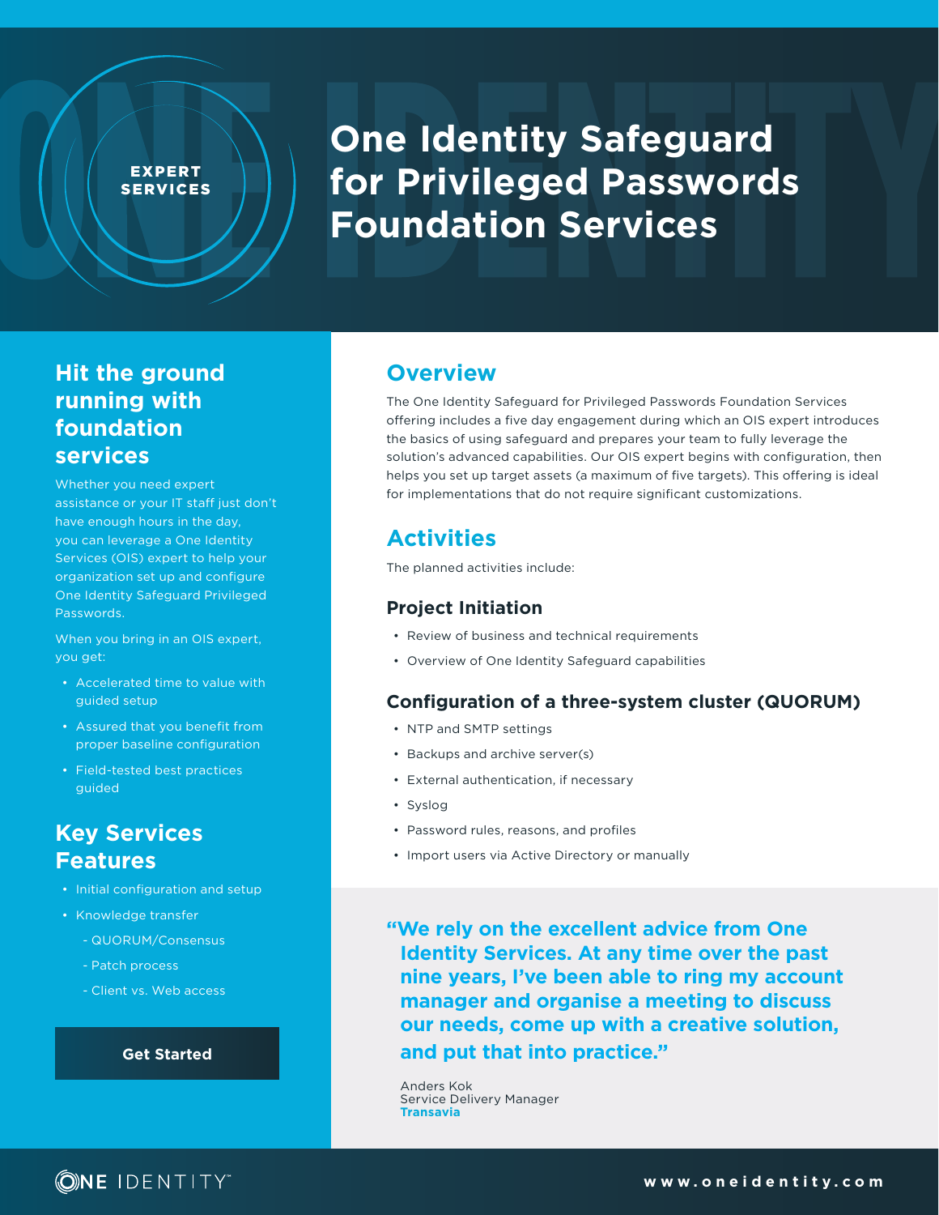EXPERT SERVICES

# One Identity Safeguard for Privileged Passwords Foundation Services

## Hit the ground running with foundation services

Whether you need expert assistance or your IT staff just don't have enough hours in the day, you can leverage a One Identity Services (OIS) expert to help your organization set up and configure One Identity Safeguard Privileged Passwords.

When you bring in an OIS expert, you get:

- Accelerated time to value with guided setup
- Assured that you benefit from proper baseline configuration
- Field-tested best practices guided

## Key Services Features

- Initial configuration and setup
- Knowledge transfer
  - QUORUM/Consensus
  - Patch process
  - Client vs. Web access

**Get Started**

## Overview

The One Identity Safeguard for Privileged Passwords Foundation Services offering includes a five day engagement during which an OIS expert introduces the basics of using safeguard and prepares your team to fully leverage the solution's advanced capabilities. Our OIS expert begins with configuration, then helps you set up target assets (a maximum of five targets). This offering is ideal for implementations that do not require significant customizations.

## Activities

The planned activities include:

### Project Initiation

- Review of business and technical requirements
- Overview of One Identity Safeguard capabilities

### Configuration of a three-system cluster (QUORUM)

- NTP and SMTP settings
- Backups and archive server(s)
- External authentication, if necessary
- Syslog
- Password rules, reasons, and profiles
- Import users via Active Directory or manually

> **"We rely on the excellent advice from One Identity Services. At any time over the past nine years, I've been able to ring my account manager and organise a meeting to discuss our needs, come up with a creative solution, and put that into practice."**
>
> Anders Kok
> Service Delivery Manager
> **Transavia**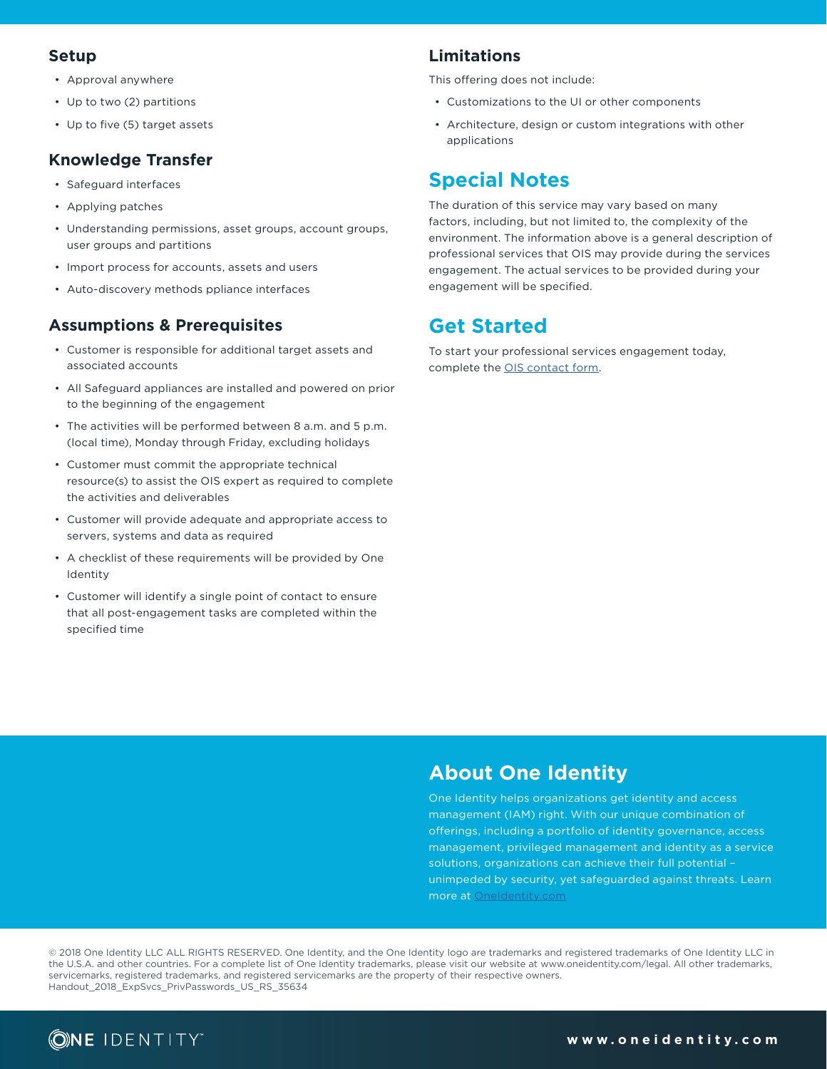## Setup

- Approval anywhere
- Up to two (2) partitions
- Up to five (5) target assets

## Knowledge Transfer

- Safeguard interfaces
- Applying patches
- Understanding permissions, asset groups, account groups, user groups and partitions
- Import process for accounts, assets and users
- Auto-discovery methods ppliance interfaces

## Assumptions & Prerequisites

- Customer is responsible for additional target assets and associated accounts
- All Safeguard appliances are installed and powered on prior to the beginning of the engagement
- The activities will be performed between 8 a.m. and 5 p.m. (local time), Monday through Friday, excluding holidays
- Customer must commit the appropriate technical resource(s) to assist the OIS expert as required to complete the activities and deliverables
- Customer will provide adequate and appropriate access to servers, systems and data as required
- A checklist of these requirements will be provided by One Identity
- Customer will identify a single point of contact to ensure that all post-engagement tasks are completed within the specified time

## Limitations

This offering does not include:

- Customizations to the UI or other components
- Architecture, design or custom integrations with other applications

## Special Notes

The duration of this service may vary based on many factors, including, but not limited to, the complexity of the environment. The information above is a general description of professional services that OIS may provide during the services engagement. The actual services to be provided during your engagement will be specified.

## Get Started

To start your professional services engagement today, complete the OIS contact form.

## About One Identity

One Identity helps organizations get identity and access management (IAM) right. With our unique combination of offerings, including a portfolio of identity governance, access management, privileged management and identity as a service solutions, organizations can achieve their full potential – unimpeded by security, yet safeguarded against threats. Learn more at OneIdentity.com

© 2018 One Identity LLC ALL RIGHTS RESERVED. One Identity, and the One Identity logo are trademarks and registered trademarks of One Identity LLC in the U.S.A. and other countries. For a complete list of One Identity trademarks, please visit our website at www.oneidentity.com/legal. All other trademarks, servicemarks, registered trademarks, and registered servicemarks are the property of their respective owners.
Handout_2018_ExpSvcs_PrivPasswords_US_RS_35634

ONE IDENTITY™

www.oneidentity.com